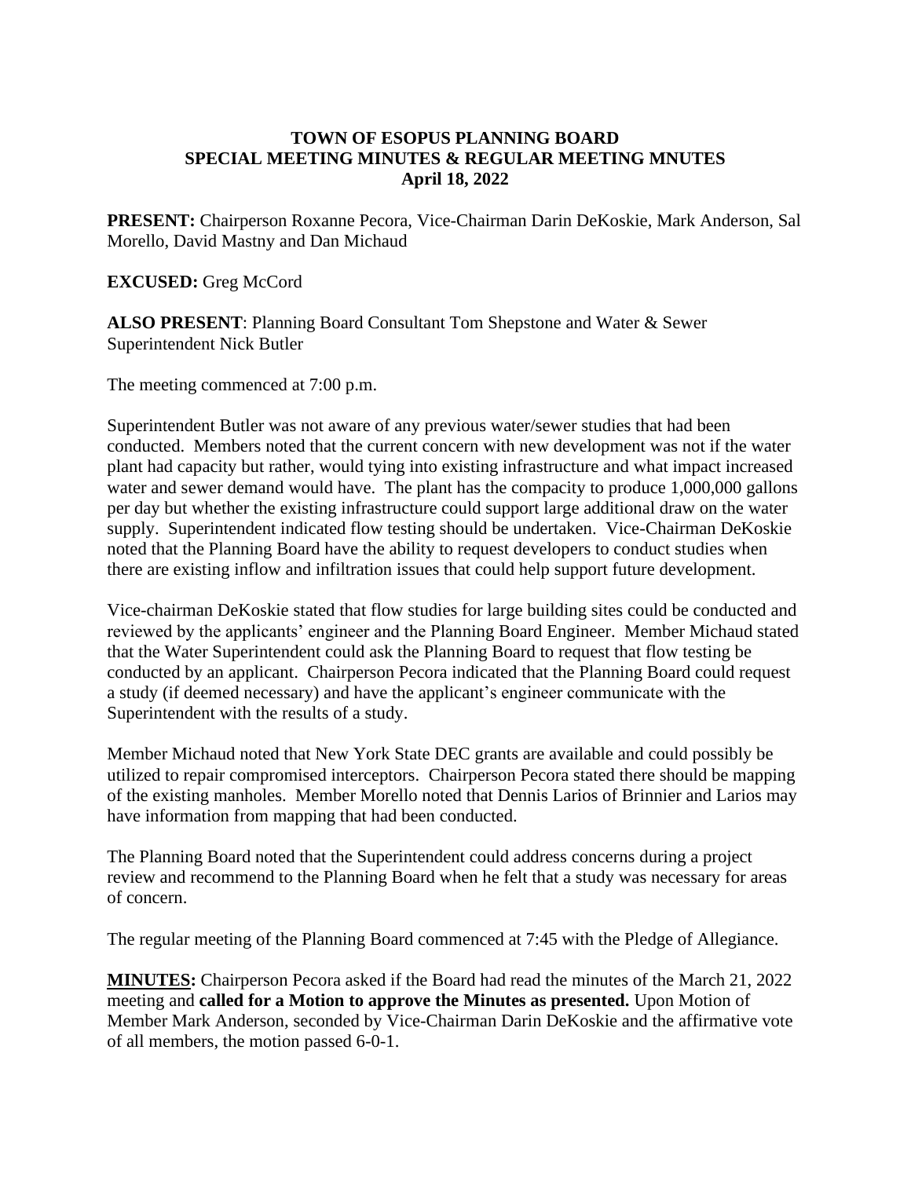**TOWN OF ESOPUS PLANNING BOARD**
**SPECIAL MEETING MINUTES & REGULAR MEETING MNUTES**
**April 18, 2022**

**PRESENT:** Chairperson Roxanne Pecora, Vice-Chairman Darin DeKoskie, Mark Anderson, Sal Morello, David Mastny and Dan Michaud

**EXCUSED:** Greg McCord

**ALSO PRESENT**: Planning Board Consultant Tom Shepstone and Water & Sewer Superintendent Nick Butler

The meeting commenced at 7:00 p.m.

Superintendent Butler was not aware of any previous water/sewer studies that had been conducted. Members noted that the current concern with new development was not if the water plant had capacity but rather, would tying into existing infrastructure and what impact increased water and sewer demand would have. The plant has the compacity to produce 1,000,000 gallons per day but whether the existing infrastructure could support large additional draw on the water supply. Superintendent indicated flow testing should be undertaken. Vice-Chairman DeKoskie noted that the Planning Board have the ability to request developers to conduct studies when there are existing inflow and infiltration issues that could help support future development.

Vice-chairman DeKoskie stated that flow studies for large building sites could be conducted and reviewed by the applicants' engineer and the Planning Board Engineer. Member Michaud stated that the Water Superintendent could ask the Planning Board to request that flow testing be conducted by an applicant. Chairperson Pecora indicated that the Planning Board could request a study (if deemed necessary) and have the applicant's engineer communicate with the Superintendent with the results of a study.

Member Michaud noted that New York State DEC grants are available and could possibly be utilized to repair compromised interceptors. Chairperson Pecora stated there should be mapping of the existing manholes. Member Morello noted that Dennis Larios of Brinnier and Larios may have information from mapping that had been conducted.

The Planning Board noted that the Superintendent could address concerns during a project review and recommend to the Planning Board when he felt that a study was necessary for areas of concern.

The regular meeting of the Planning Board commenced at 7:45 with the Pledge of Allegiance.

**MINUTES:** Chairperson Pecora asked if the Board had read the minutes of the March 21, 2022 meeting and **called for a Motion to approve the Minutes as presented.** Upon Motion of Member Mark Anderson, seconded by Vice-Chairman Darin DeKoskie and the affirmative vote of all members, the motion passed 6-0-1.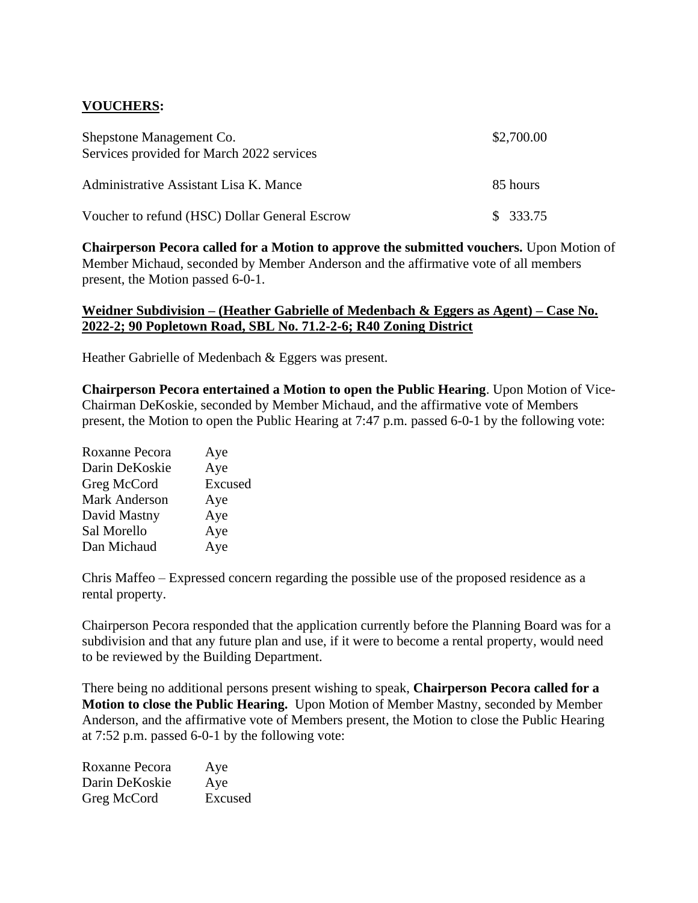**VOUCHERS:**

| | |
|---|---|
| Shepstone Management Co.<br>Services provided for March 2022 services | \$2,700.00 |
| Administrative Assistant Lisa K. Mance | 85 hours |
| Voucher to refund (HSC) Dollar General Escrow | \$ 333.75 |

**Chairperson Pecora called for a Motion to approve the submitted vouchers.** Upon Motion of Member Michaud, seconded by Member Anderson and the affirmative vote of all members present, the Motion passed 6-0-1.

**Weidner Subdivision – (Heather Gabrielle of Medenbach & Eggers as Agent) – Case No. 2022-2; 90 Popletown Road, SBL No. 71.2-2-6; R40 Zoning District**

Heather Gabrielle of Medenbach & Eggers was present.

**Chairperson Pecora entertained a Motion to open the Public Hearing**. Upon Motion of Vice-Chairman DeKoskie, seconded by Member Michaud, and the affirmative vote of Members present, the Motion to open the Public Hearing at 7:47 p.m. passed 6-0-1 by the following vote:

| | |
|---|---|
| Roxanne Pecora | Aye |
| Darin DeKoskie | Aye |
| Greg McCord | Excused |
| Mark Anderson | Aye |
| David Mastny | Aye |
| Sal Morello | Aye |
| Dan Michaud | Aye |

Chris Maffeo – Expressed concern regarding the possible use of the proposed residence as a rental property.

Chairperson Pecora responded that the application currently before the Planning Board was for a subdivision and that any future plan and use, if it were to become a rental property, would need to be reviewed by the Building Department.

There being no additional persons present wishing to speak, **Chairperson Pecora called for a Motion to close the Public Hearing.** Upon Motion of Member Mastny, seconded by Member Anderson, and the affirmative vote of Members present, the Motion to close the Public Hearing at 7:52 p.m. passed 6-0-1 by the following vote:

| | |
|---|---|
| Roxanne Pecora | Aye |
| Darin DeKoskie | Aye |
| Greg McCord | Excused |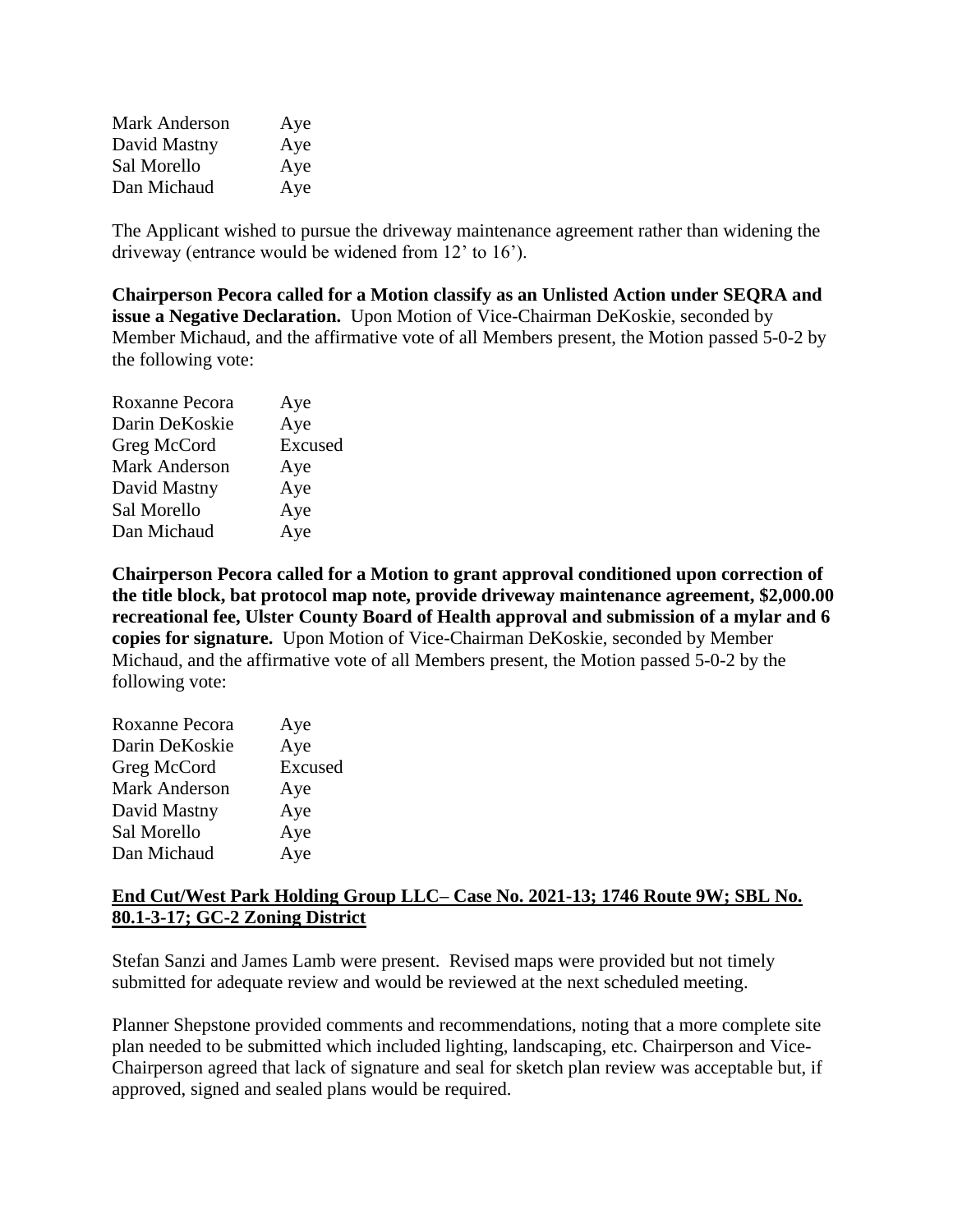| | |
|---|---|
| Mark Anderson | Aye |
| David Mastny | Aye |
| Sal Morello | Aye |
| Dan Michaud | Aye |

The Applicant wished to pursue the driveway maintenance agreement rather than widening the driveway (entrance would be widened from 12' to 16').

**Chairperson Pecora called for a Motion classify as an Unlisted Action under SEQRA and issue a Negative Declaration.** Upon Motion of Vice-Chairman DeKoskie, seconded by Member Michaud, and the affirmative vote of all Members present, the Motion passed 5-0-2 by the following vote:

| | |
|---|---|
| Roxanne Pecora | Aye |
| Darin DeKoskie | Aye |
| Greg McCord | Excused |
| Mark Anderson | Aye |
| David Mastny | Aye |
| Sal Morello | Aye |
| Dan Michaud | Aye |

**Chairperson Pecora called for a Motion to grant approval conditioned upon correction of the title block, bat protocol map note, provide driveway maintenance agreement, $2,000.00 recreational fee, Ulster County Board of Health approval and submission of a mylar and 6 copies for signature.** Upon Motion of Vice-Chairman DeKoskie, seconded by Member Michaud, and the affirmative vote of all Members present, the Motion passed 5-0-2 by the following vote:

| | |
|---|---|
| Roxanne Pecora | Aye |
| Darin DeKoskie | Aye |
| Greg McCord | Excused |
| Mark Anderson | Aye |
| David Mastny | Aye |
| Sal Morello | Aye |
| Dan Michaud | Aye |

**End Cut/West Park Holding Group LLC– Case No. 2021-13; 1746 Route 9W; SBL No. 80.1-3-17; GC-2 Zoning District**

Stefan Sanzi and James Lamb were present. Revised maps were provided but not timely submitted for adequate review and would be reviewed at the next scheduled meeting.

Planner Shepstone provided comments and recommendations, noting that a more complete site plan needed to be submitted which included lighting, landscaping, etc. Chairperson and Vice-Chairperson agreed that lack of signature and seal for sketch plan review was acceptable but, if approved, signed and sealed plans would be required.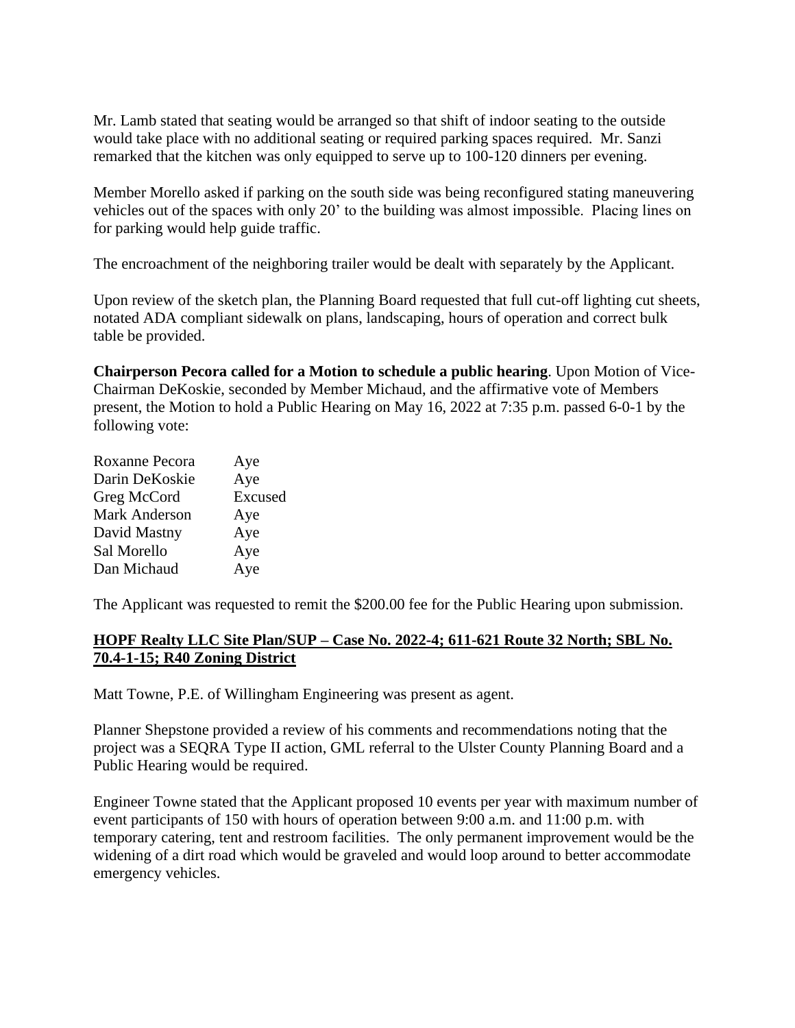Mr. Lamb stated that seating would be arranged so that shift of indoor seating to the outside would take place with no additional seating or required parking spaces required. Mr. Sanzi remarked that the kitchen was only equipped to serve up to 100-120 dinners per evening.

Member Morello asked if parking on the south side was being reconfigured stating maneuvering vehicles out of the spaces with only 20' to the building was almost impossible. Placing lines on for parking would help guide traffic.

The encroachment of the neighboring trailer would be dealt with separately by the Applicant.

Upon review of the sketch plan, the Planning Board requested that full cut-off lighting cut sheets, notated ADA compliant sidewalk on plans, landscaping, hours of operation and correct bulk table be provided.

**Chairperson Pecora called for a Motion to schedule a public hearing**. Upon Motion of Vice-Chairman DeKoskie, seconded by Member Michaud, and the affirmative vote of Members present, the Motion to hold a Public Hearing on May 16, 2022 at 7:35 p.m. passed 6-0-1 by the following vote:

| | |
|---|---|
| Roxanne Pecora | Aye |
| Darin DeKoskie | Aye |
| Greg McCord | Excused |
| Mark Anderson | Aye |
| David Mastny | Aye |
| Sal Morello | Aye |
| Dan Michaud | Aye |

The Applicant was requested to remit the $200.00 fee for the Public Hearing upon submission.

**<u>HOPF Realty LLC Site Plan/SUP – Case No. 2022-4; 611-621 Route 32 North; SBL No. 70.4-1-15; R40 Zoning District</u>**

Matt Towne, P.E. of Willingham Engineering was present as agent.

Planner Shepstone provided a review of his comments and recommendations noting that the project was a SEQRA Type II action, GML referral to the Ulster County Planning Board and a Public Hearing would be required.

Engineer Towne stated that the Applicant proposed 10 events per year with maximum number of event participants of 150 with hours of operation between 9:00 a.m. and 11:00 p.m. with temporary catering, tent and restroom facilities. The only permanent improvement would be the widening of a dirt road which would be graveled and would loop around to better accommodate emergency vehicles.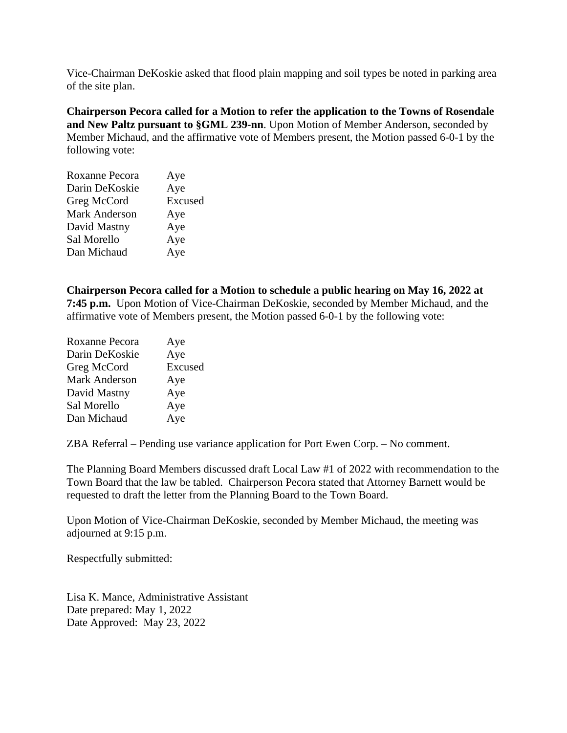Vice-Chairman DeKoskie asked that flood plain mapping and soil types be noted in parking area of the site plan.

**Chairperson Pecora called for a Motion to refer the application to the Towns of Rosendale and New Paltz pursuant to §GML 239-nn**. Upon Motion of Member Anderson, seconded by Member Michaud, and the affirmative vote of Members present, the Motion passed 6-0-1 by the following vote:

| | |
|---|---|
| Roxanne Pecora | Aye |
| Darin DeKoskie | Aye |
| Greg McCord | Excused |
| Mark Anderson | Aye |
| David Mastny | Aye |
| Sal Morello | Aye |
| Dan Michaud | Aye |

**Chairperson Pecora called for a Motion to schedule a public hearing on May 16, 2022 at 7:45 p.m.** Upon Motion of Vice-Chairman DeKoskie, seconded by Member Michaud, and the affirmative vote of Members present, the Motion passed 6-0-1 by the following vote:

| | |
|---|---|
| Roxanne Pecora | Aye |
| Darin DeKoskie | Aye |
| Greg McCord | Excused |
| Mark Anderson | Aye |
| David Mastny | Aye |
| Sal Morello | Aye |
| Dan Michaud | Aye |

ZBA Referral – Pending use variance application for Port Ewen Corp. – No comment.

The Planning Board Members discussed draft Local Law #1 of 2022 with recommendation to the Town Board that the law be tabled. Chairperson Pecora stated that Attorney Barnett would be requested to draft the letter from the Planning Board to the Town Board.

Upon Motion of Vice-Chairman DeKoskie, seconded by Member Michaud, the meeting was adjourned at 9:15 p.m.

Respectfully submitted:

Lisa K. Mance, Administrative Assistant
Date prepared: May 1, 2022
Date Approved: May 23, 2022